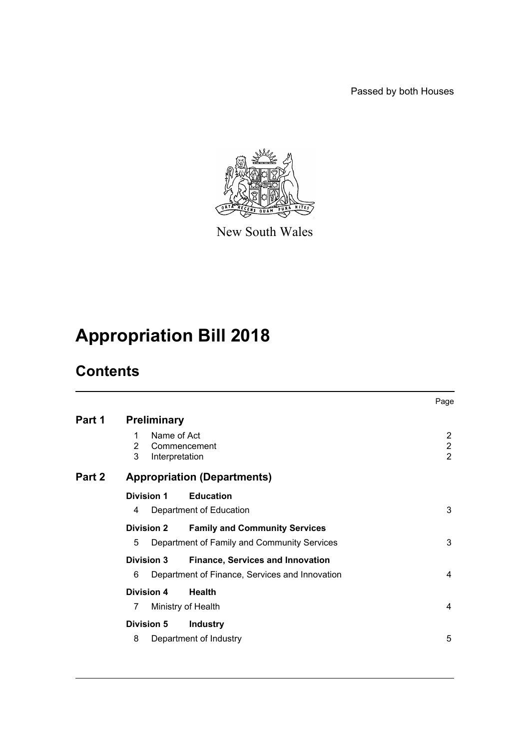Passed by both Houses

New South Wales

# Appropriation Bill 2018

## Contents

| | | Page |
|---|---|---|
| **Part 1** | **Preliminary** | |
| | 1 Name of Act | 2 |
| | 2 Commencement | 2 |
| | 3 Interpretation | 2 |
| **Part 2** | **Appropriation (Departments)** | |
| | **Division 1 Education** | |
| | 4 Department of Education | 3 |
| | **Division 2 Family and Community Services** | |
| | 5 Department of Family and Community Services | 3 |
| | **Division 3 Finance, Services and Innovation** | |
| | 6 Department of Finance, Services and Innovation | 4 |
| | **Division 4 Health** | |
| | 7 Ministry of Health | 4 |
| | **Division 5 Industry** | |
| | 8 Department of Industry | 5 |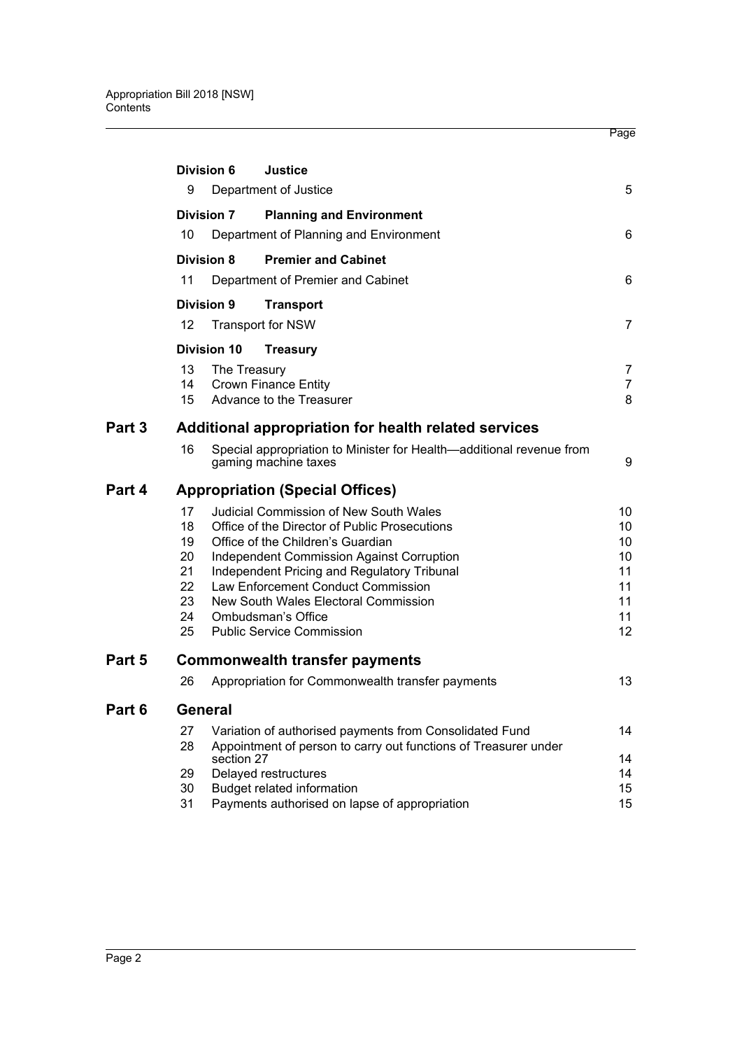| | | Page |
|---|---|---|
| **Division 6** | **Justice** | |
| 9 | Department of Justice | 5 |
| **Division 7** | **Planning and Environment** | |
| 10 | Department of Planning and Environment | 6 |
| **Division 8** | **Premier and Cabinet** | |
| 11 | Department of Premier and Cabinet | 6 |
| **Division 9** | **Transport** | |
| 12 | Transport for NSW | 7 |
| **Division 10** | **Treasury** | |
| 13 | The Treasury | 7 |
| 14 | Crown Finance Entity | 7 |
| 15 | Advance to the Treasurer | 8 |

## Part 3 Additional appropriation for health related services

| | | |
|---|---|---|
| 16 | Special appropriation to Minister for Health—additional revenue from gaming machine taxes | 9 |

## Part 4 Appropriation (Special Offices)

| | | |
|---|---|---|
| 17 | Judicial Commission of New South Wales | 10 |
| 18 | Office of the Director of Public Prosecutions | 10 |
| 19 | Office of the Children's Guardian | 10 |
| 20 | Independent Commission Against Corruption | 10 |
| 21 | Independent Pricing and Regulatory Tribunal | 11 |
| 22 | Law Enforcement Conduct Commission | 11 |
| 23 | New South Wales Electoral Commission | 11 |
| 24 | Ombudsman's Office | 11 |
| 25 | Public Service Commission | 12 |

## Part 5 Commonwealth transfer payments

| | | |
|---|---|---|
| 26 | Appropriation for Commonwealth transfer payments | 13 |

## Part 6 General

| | | |
|---|---|---|
| 27 | Variation of authorised payments from Consolidated Fund | 14 |
| 28 | Appointment of person to carry out functions of Treasurer under section 27 | 14 |
| 29 | Delayed restructures | 14 |
| 30 | Budget related information | 15 |
| 31 | Payments authorised on lapse of appropriation | 15 |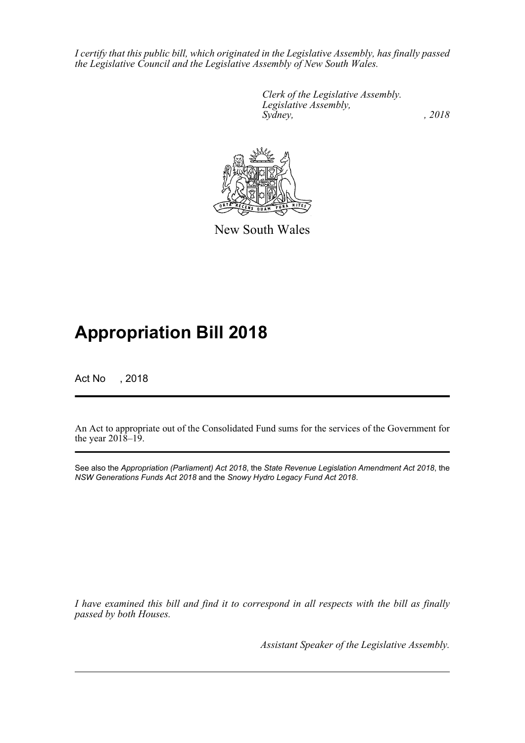*I certify that this public bill, which originated in the Legislative Assembly, has finally passed the Legislative Council and the Legislative Assembly of New South Wales.*

*Clerk of the Legislative Assembly.*
*Legislative Assembly,*
*Sydney, , 2018*

New South Wales

# Appropriation Bill 2018

Act No , 2018

An Act to appropriate out of the Consolidated Fund sums for the services of the Government for the year 2018–19.

See also the *Appropriation (Parliament) Act 2018*, the *State Revenue Legislation Amendment Act 2018*, the *NSW Generations Funds Act 2018* and the *Snowy Hydro Legacy Fund Act 2018*.

*I have examined this bill and find it to correspond in all respects with the bill as finally passed by both Houses.*

*Assistant Speaker of the Legislative Assembly.*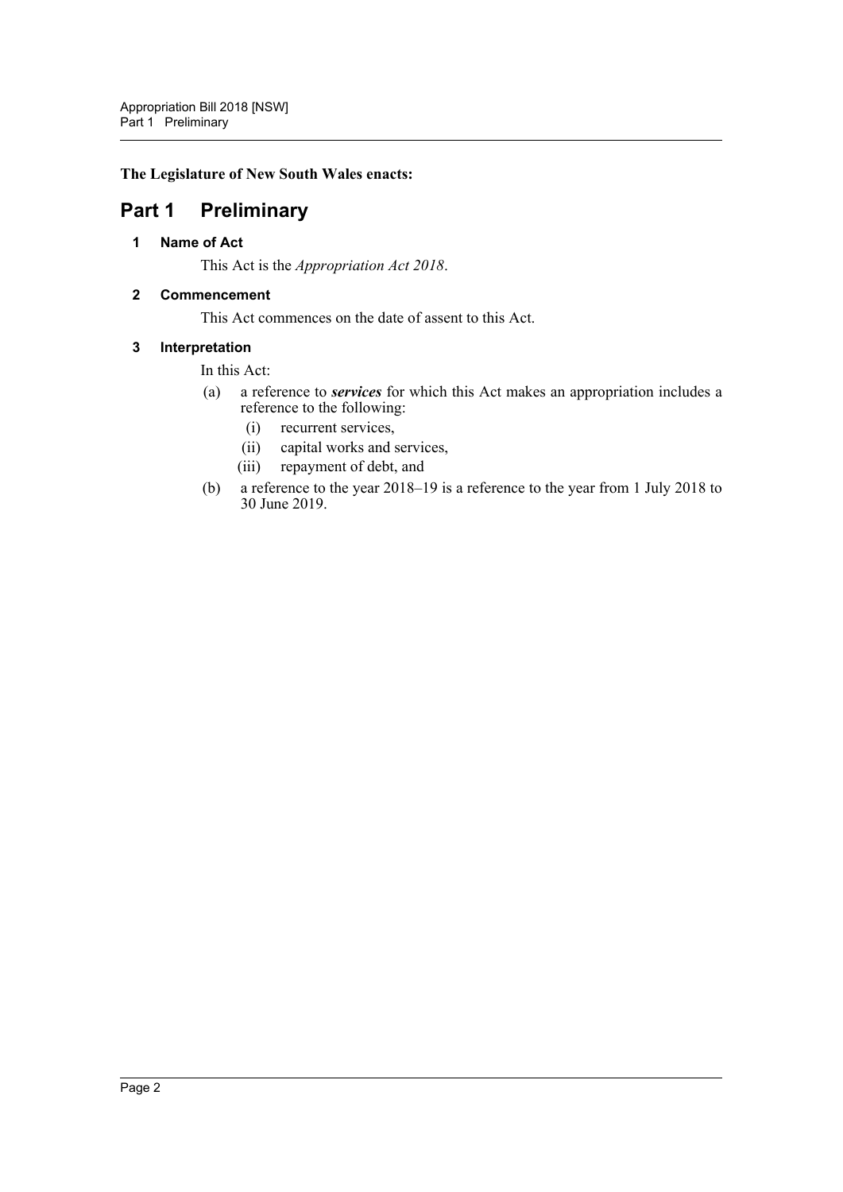**The Legislature of New South Wales enacts:**

# Part 1 Preliminary

## 1 Name of Act

This Act is the *Appropriation Act 2018*.

## 2 Commencement

This Act commences on the date of assent to this Act.

## 3 Interpretation

In this Act:

(a) a reference to ***services*** for which this Act makes an appropriation includes a reference to the following:

  (i) recurrent services,

  (ii) capital works and services,

  (iii) repayment of debt, and

(b) a reference to the year 2018–19 is a reference to the year from 1 July 2018 to 30 June 2019.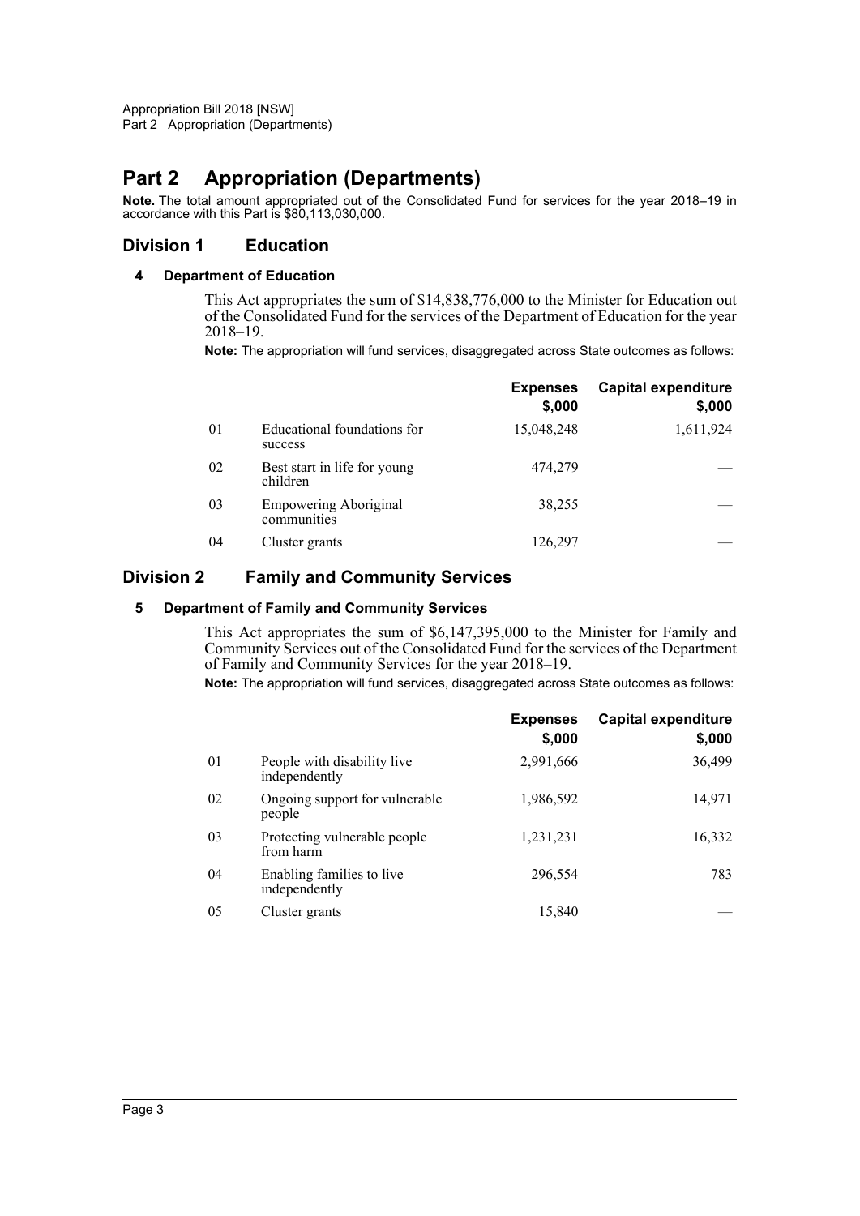# Part 2 Appropriation (Departments)

**Note.** The total amount appropriated out of the Consolidated Fund for services for the year 2018–19 in accordance with this Part is $80,113,030,000.

## Division 1 Education

### 4 Department of Education

This Act appropriates the sum of $14,838,776,000 to the Minister for Education out of the Consolidated Fund for the services of the Department of Education for the year 2018–19.

**Note:** The appropriation will fund services, disaggregated across State outcomes as follows:

| | | Expenses $,000 | Capital expenditure $,000 |
|---|---|---|---|
| 01 | Educational foundations for success | 15,048,248 | 1,611,924 |
| 02 | Best start in life for young children | 474,279 | — |
| 03 | Empowering Aboriginal communities | 38,255 | — |
| 04 | Cluster grants | 126,297 | — |

## Division 2 Family and Community Services

### 5 Department of Family and Community Services

This Act appropriates the sum of $6,147,395,000 to the Minister for Family and Community Services out of the Consolidated Fund for the services of the Department of Family and Community Services for the year 2018–19.

**Note:** The appropriation will fund services, disaggregated across State outcomes as follows:

| | | Expenses $,000 | Capital expenditure $,000 |
|---|---|---|---|
| 01 | People with disability live independently | 2,991,666 | 36,499 |
| 02 | Ongoing support for vulnerable people | 1,986,592 | 14,971 |
| 03 | Protecting vulnerable people from harm | 1,231,231 | 16,332 |
| 04 | Enabling families to live independently | 296,554 | 783 |
| 05 | Cluster grants | 15,840 | — |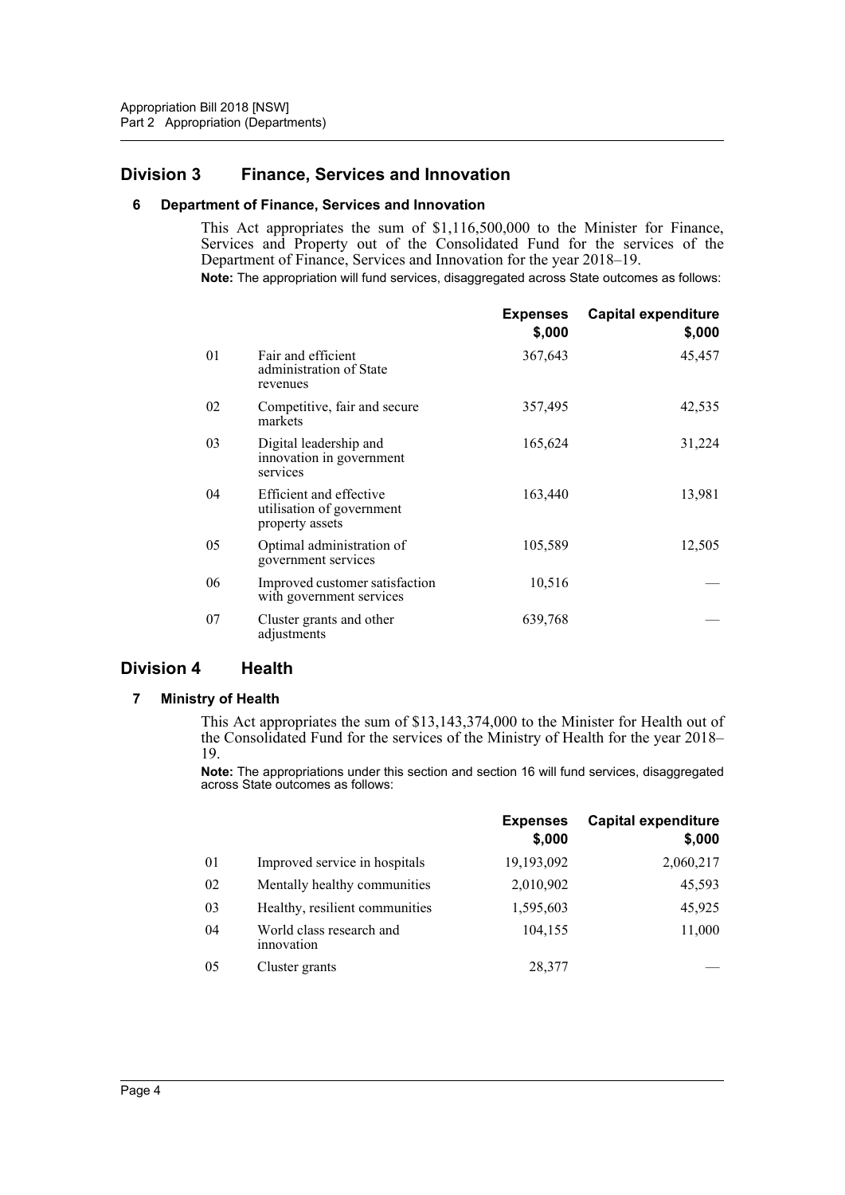## Division 3 Finance, Services and Innovation

### 6 Department of Finance, Services and Innovation

This Act appropriates the sum of $1,116,500,000 to the Minister for Finance, Services and Property out of the Consolidated Fund for the services of the Department of Finance, Services and Innovation for the year 2018–19.

**Note:** The appropriation will fund services, disaggregated across State outcomes as follows:

| | | **Expenses $,000** | **Capital expenditure $,000** |
|---|---|---|---|
| 01 | Fair and efficient administration of State revenues | 367,643 | 45,457 |
| 02 | Competitive, fair and secure markets | 357,495 | 42,535 |
| 03 | Digital leadership and innovation in government services | 165,624 | 31,224 |
| 04 | Efficient and effective utilisation of government property assets | 163,440 | 13,981 |
| 05 | Optimal administration of government services | 105,589 | 12,505 |
| 06 | Improved customer satisfaction with government services | 10,516 | — |
| 07 | Cluster grants and other adjustments | 639,768 | — |

## Division 4 Health

### 7 Ministry of Health

This Act appropriates the sum of $13,143,374,000 to the Minister for Health out of the Consolidated Fund for the services of the Ministry of Health for the year 2018–19.

**Note:** The appropriations under this section and section 16 will fund services, disaggregated across State outcomes as follows:

| | | **Expenses $,000** | **Capital expenditure $,000** |
|---|---|---|---|
| 01 | Improved service in hospitals | 19,193,092 | 2,060,217 |
| 02 | Mentally healthy communities | 2,010,902 | 45,593 |
| 03 | Healthy, resilient communities | 1,595,603 | 45,925 |
| 04 | World class research and innovation | 104,155 | 11,000 |
| 05 | Cluster grants | 28,377 | — |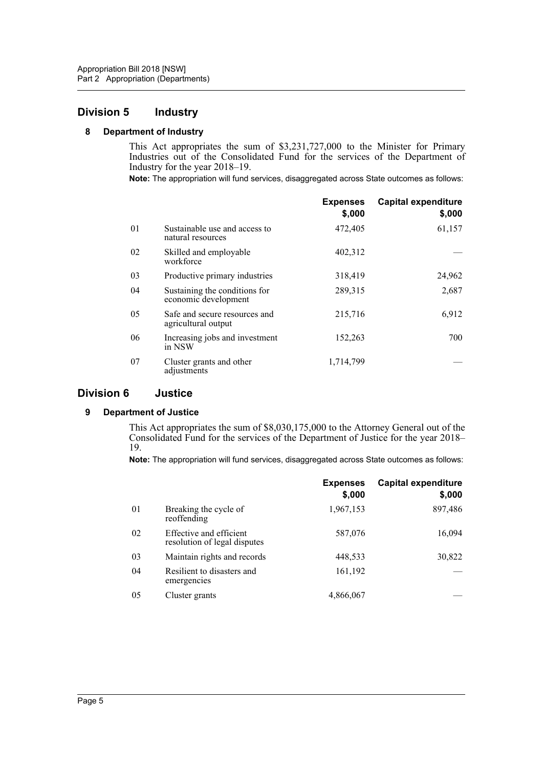## Division 5 Industry

### 8 Department of Industry

This Act appropriates the sum of $3,231,727,000 to the Minister for Primary Industries out of the Consolidated Fund for the services of the Department of Industry for the year 2018–19.

**Note:** The appropriation will fund services, disaggregated across State outcomes as follows:

| | | Expenses $,000 | Capital expenditure $,000 |
|---|---|---|---|
| 01 | Sustainable use and access to natural resources | 472,405 | 61,157 |
| 02 | Skilled and employable workforce | 402,312 | — |
| 03 | Productive primary industries | 318,419 | 24,962 |
| 04 | Sustaining the conditions for economic development | 289,315 | 2,687 |
| 05 | Safe and secure resources and agricultural output | 215,716 | 6,912 |
| 06 | Increasing jobs and investment in NSW | 152,263 | 700 |
| 07 | Cluster grants and other adjustments | 1,714,799 | — |

## Division 6 Justice

### 9 Department of Justice

This Act appropriates the sum of $8,030,175,000 to the Attorney General out of the Consolidated Fund for the services of the Department of Justice for the year 2018–19.

**Note:** The appropriation will fund services, disaggregated across State outcomes as follows:

| | | Expenses $,000 | Capital expenditure $,000 |
|---|---|---|---|
| 01 | Breaking the cycle of reoffending | 1,967,153 | 897,486 |
| 02 | Effective and efficient resolution of legal disputes | 587,076 | 16,094 |
| 03 | Maintain rights and records | 448,533 | 30,822 |
| 04 | Resilient to disasters and emergencies | 161,192 | — |
| 05 | Cluster grants | 4,866,067 | — |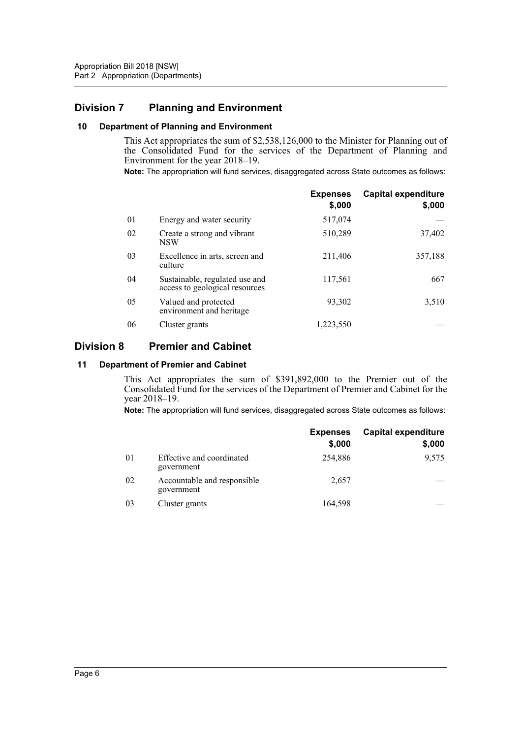## Division 7 Planning and Environment

### 10 Department of Planning and Environment

This Act appropriates the sum of $2,538,126,000 to the Minister for Planning out of the Consolidated Fund for the services of the Department of Planning and Environment for the year 2018–19.

**Note:** The appropriation will fund services, disaggregated across State outcomes as follows:

| | | Expenses $,000 | Capital expenditure $,000 |
|---|---|---|---|
| 01 | Energy and water security | 517,074 | — |
| 02 | Create a strong and vibrant NSW | 510,289 | 37,402 |
| 03 | Excellence in arts, screen and culture | 211,406 | 357,188 |
| 04 | Sustainable, regulated use and access to geological resources | 117,561 | 667 |
| 05 | Valued and protected environment and heritage | 93,302 | 3,510 |
| 06 | Cluster grants | 1,223,550 | — |

## Division 8 Premier and Cabinet

### 11 Department of Premier and Cabinet

This Act appropriates the sum of $391,892,000 to the Premier out of the Consolidated Fund for the services of the Department of Premier and Cabinet for the year 2018–19.

**Note:** The appropriation will fund services, disaggregated across State outcomes as follows:

| | | Expenses $,000 | Capital expenditure $,000 |
|---|---|---|---|
| 01 | Effective and coordinated government | 254,886 | 9,575 |
| 02 | Accountable and responsible government | 2,657 | — |
| 03 | Cluster grants | 164,598 | — |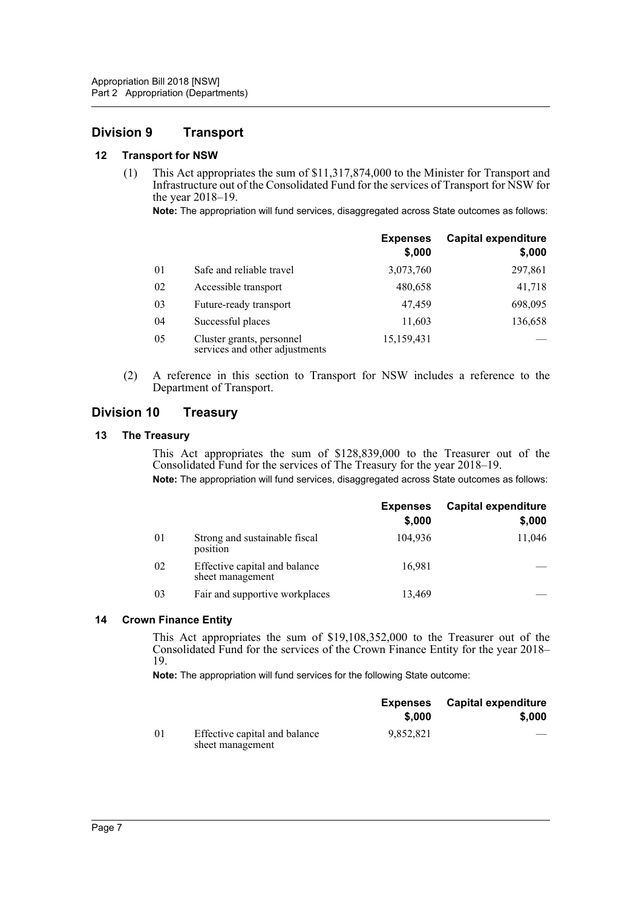## Division 9 Transport

### 12 Transport for NSW

(1) This Act appropriates the sum of $11,317,874,000 to the Minister for Transport and Infrastructure out of the Consolidated Fund for the services of Transport for NSW for the year 2018–19.

**Note:** The appropriation will fund services, disaggregated across State outcomes as follows:

| | | Expenses $,000 | Capital expenditure $,000 |
|---|---|---|---|
| 01 | Safe and reliable travel | 3,073,760 | 297,861 |
| 02 | Accessible transport | 480,658 | 41,718 |
| 03 | Future-ready transport | 47,459 | 698,095 |
| 04 | Successful places | 11,603 | 136,658 |
| 05 | Cluster grants, personnel services and other adjustments | 15,159,431 | — |

(2) A reference in this section to Transport for NSW includes a reference to the Department of Transport.

## Division 10 Treasury

### 13 The Treasury

This Act appropriates the sum of $128,839,000 to the Treasurer out of the Consolidated Fund for the services of The Treasury for the year 2018–19.

**Note:** The appropriation will fund services, disaggregated across State outcomes as follows:

| | | Expenses $,000 | Capital expenditure $,000 |
|---|---|---|---|
| 01 | Strong and sustainable fiscal position | 104,936 | 11,046 |
| 02 | Effective capital and balance sheet management | 16,981 | — |
| 03 | Fair and supportive workplaces | 13,469 | — |

### 14 Crown Finance Entity

This Act appropriates the sum of $19,108,352,000 to the Treasurer out of the Consolidated Fund for the services of the Crown Finance Entity for the year 2018–19.

**Note:** The appropriation will fund services for the following State outcome:

| | | Expenses $,000 | Capital expenditure $,000 |
|---|---|---|---|
| 01 | Effective capital and balance sheet management | 9,852,821 | — |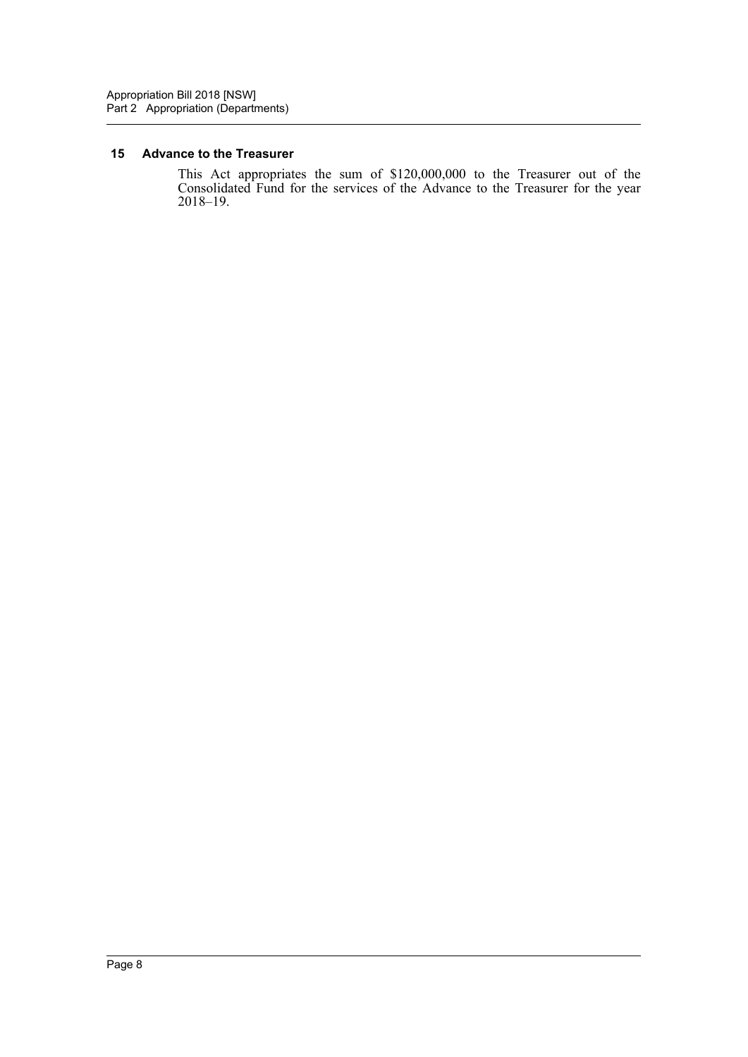### 15 Advance to the Treasurer

This Act appropriates the sum of $120,000,000 to the Treasurer out of the Consolidated Fund for the services of the Advance to the Treasurer for the year 2018–19.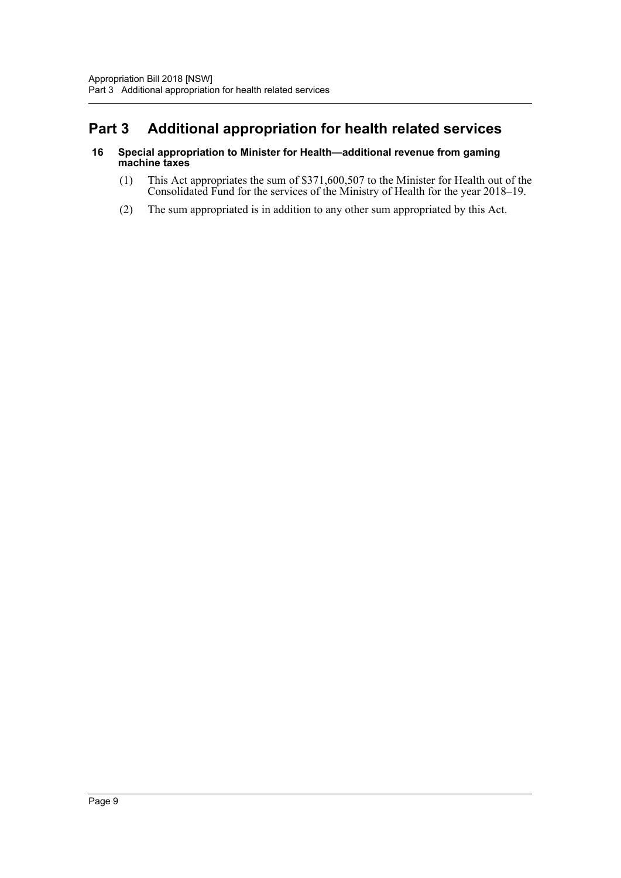# Part 3 Additional appropriation for health related services

### 16 Special appropriation to Minister for Health—additional revenue from gaming machine taxes

(1) This Act appropriates the sum of $371,600,507 to the Minister for Health out of the Consolidated Fund for the services of the Ministry of Health for the year 2018–19.

(2) The sum appropriated is in addition to any other sum appropriated by this Act.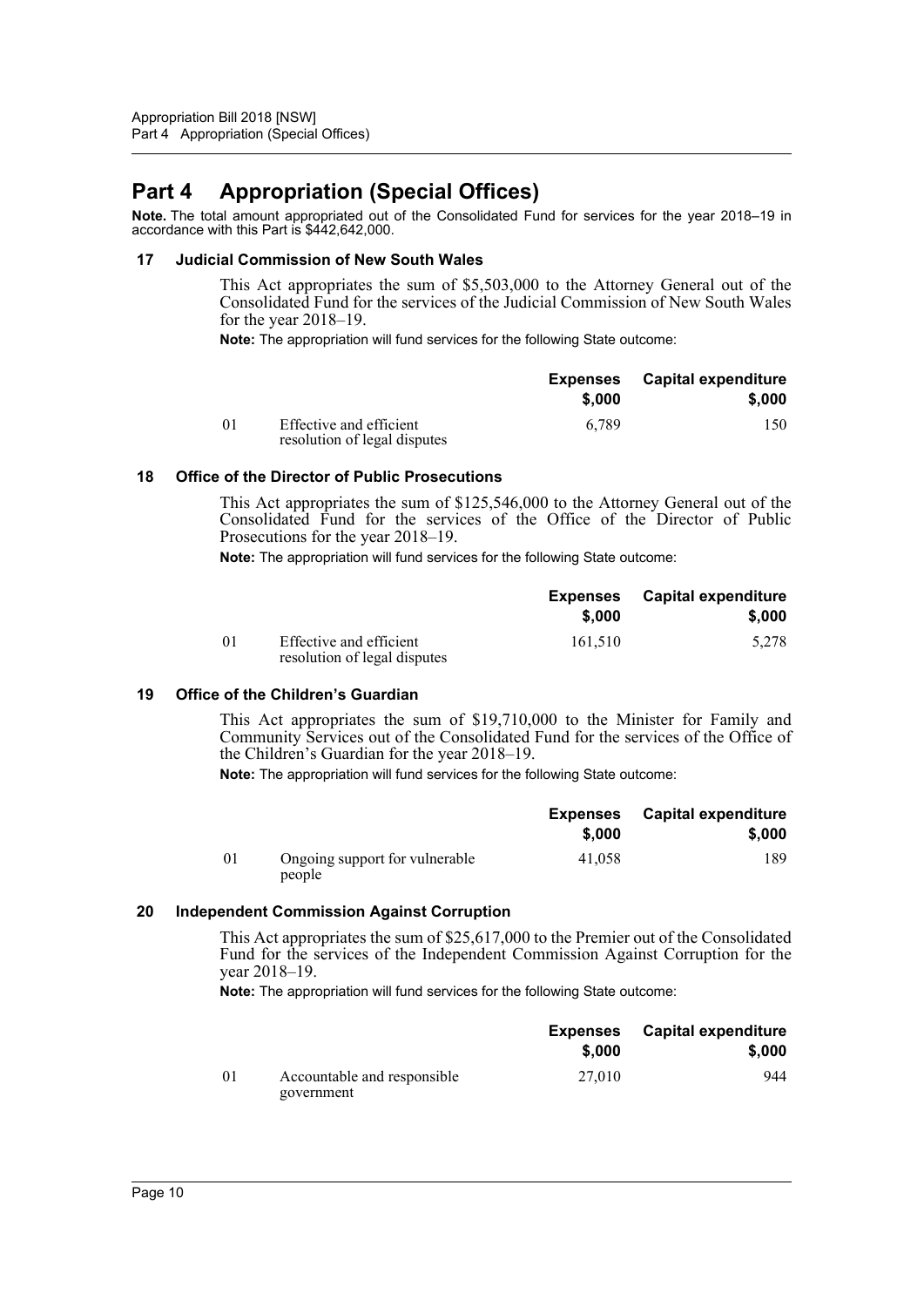# Part 4 Appropriation (Special Offices)

**Note.** The total amount appropriated out of the Consolidated Fund for services for the year 2018–19 in accordance with this Part is $442,642,000.

### 17 Judicial Commission of New South Wales

This Act appropriates the sum of $5,503,000 to the Attorney General out of the Consolidated Fund for the services of the Judicial Commission of New South Wales for the year 2018–19.

**Note:** The appropriation will fund services for the following State outcome:

| | | Expenses $,000 | Capital expenditure $,000 |
|---|---|---|---|
| 01 | Effective and efficient resolution of legal disputes | 6,789 | 150 |

### 18 Office of the Director of Public Prosecutions

This Act appropriates the sum of $125,546,000 to the Attorney General out of the Consolidated Fund for the services of the Office of the Director of Public Prosecutions for the year 2018–19.

**Note:** The appropriation will fund services for the following State outcome:

| | | Expenses $,000 | Capital expenditure $,000 |
|---|---|---|---|
| 01 | Effective and efficient resolution of legal disputes | 161,510 | 5,278 |

### 19 Office of the Children's Guardian

This Act appropriates the sum of $19,710,000 to the Minister for Family and Community Services out of the Consolidated Fund for the services of the Office of the Children's Guardian for the year 2018–19.

**Note:** The appropriation will fund services for the following State outcome:

| | | Expenses $,000 | Capital expenditure $,000 |
|---|---|---|---|
| 01 | Ongoing support for vulnerable people | 41,058 | 189 |

### 20 Independent Commission Against Corruption

This Act appropriates the sum of $25,617,000 to the Premier out of the Consolidated Fund for the services of the Independent Commission Against Corruption for the year 2018–19.

**Note:** The appropriation will fund services for the following State outcome:

| | | Expenses $,000 | Capital expenditure $,000 |
|---|---|---|---|
| 01 | Accountable and responsible government | 27,010 | 944 |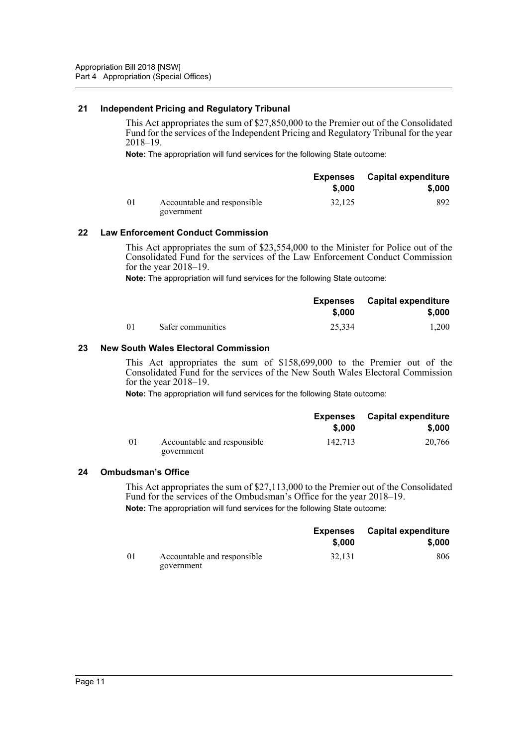## 21 Independent Pricing and Regulatory Tribunal

This Act appropriates the sum of $27,850,000 to the Premier out of the Consolidated Fund for the services of the Independent Pricing and Regulatory Tribunal for the year 2018–19.

**Note:** The appropriation will fund services for the following State outcome:

| | | Expenses $,000 | Capital expenditure $,000 |
|---|---|---|---|
| 01 | Accountable and responsible government | 32,125 | 892 |

## 22 Law Enforcement Conduct Commission

This Act appropriates the sum of $23,554,000 to the Minister for Police out of the Consolidated Fund for the services of the Law Enforcement Conduct Commission for the year 2018–19.

**Note:** The appropriation will fund services for the following State outcome:

| | | Expenses $,000 | Capital expenditure $,000 |
|---|---|---|---|
| 01 | Safer communities | 25,334 | 1,200 |

## 23 New South Wales Electoral Commission

This Act appropriates the sum of $158,699,000 to the Premier out of the Consolidated Fund for the services of the New South Wales Electoral Commission for the year 2018–19.

**Note:** The appropriation will fund services for the following State outcome:

| | | Expenses $,000 | Capital expenditure $,000 |
|---|---|---|---|
| 01 | Accountable and responsible government | 142,713 | 20,766 |

## 24 Ombudsman's Office

This Act appropriates the sum of $27,113,000 to the Premier out of the Consolidated Fund for the services of the Ombudsman's Office for the year 2018–19.

**Note:** The appropriation will fund services for the following State outcome:

| | | Expenses $,000 | Capital expenditure $,000 |
|---|---|---|---|
| 01 | Accountable and responsible government | 32,131 | 806 |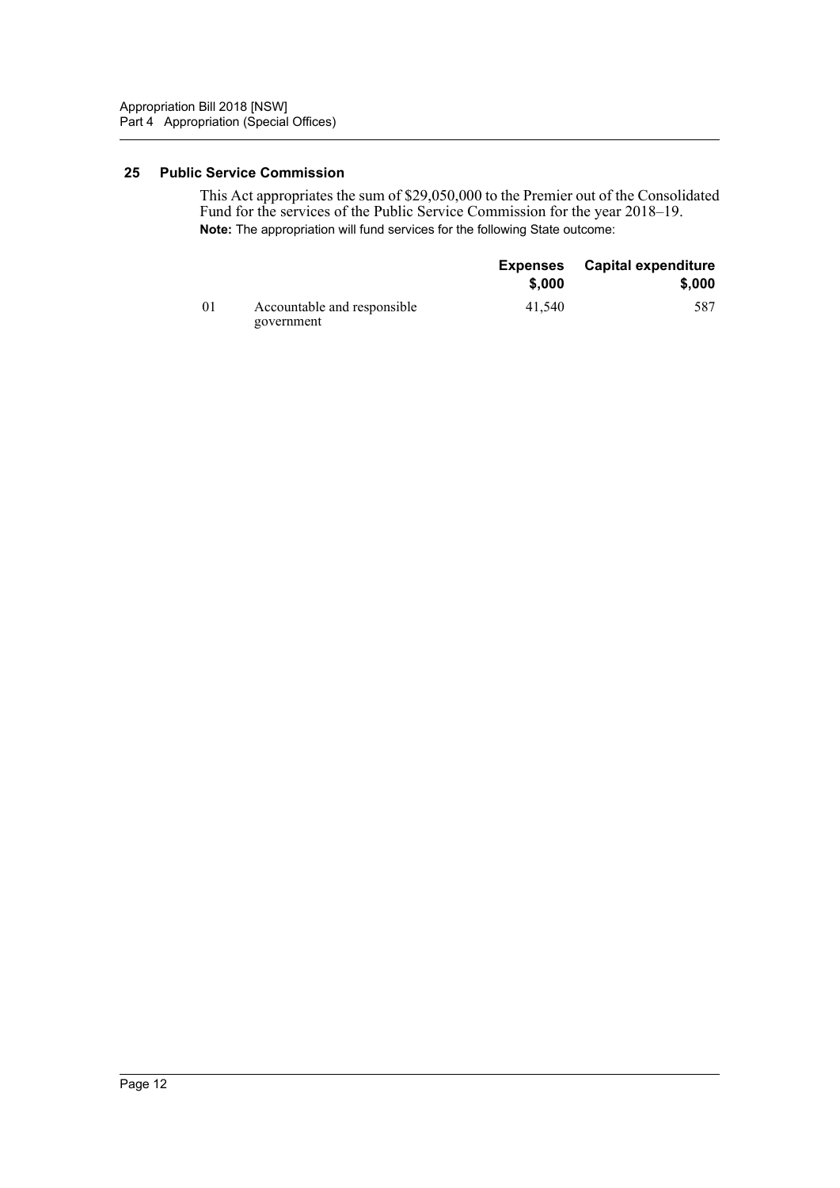### 25 Public Service Commission

This Act appropriates the sum of $29,050,000 to the Premier out of the Consolidated Fund for the services of the Public Service Commission for the year 2018–19.

**Note:** The appropriation will fund services for the following State outcome:

| | | Expenses $,000 | Capital expenditure $,000 |
|---|---|---|---|
| 01 | Accountable and responsible government | 41,540 | 587 |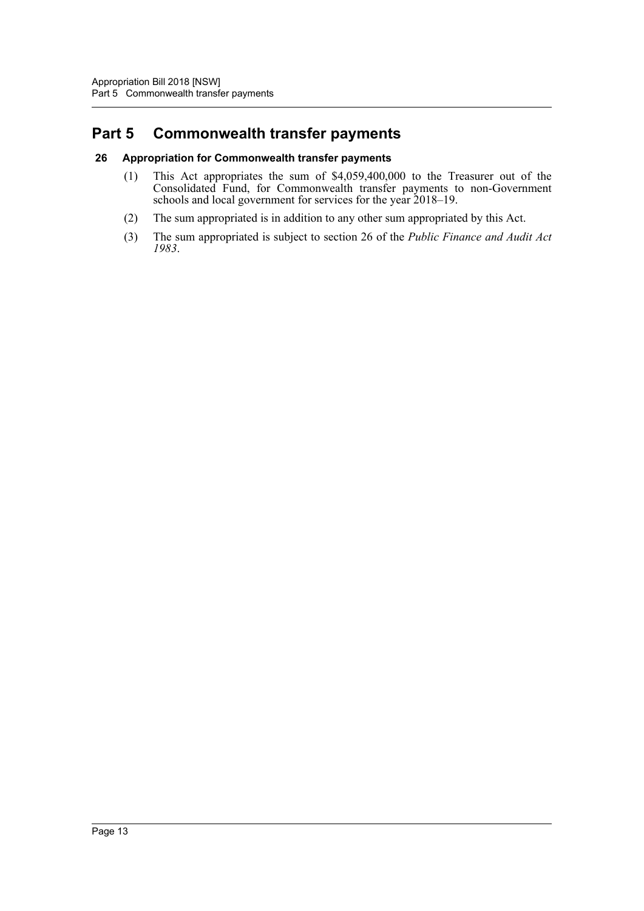# Part 5 Commonwealth transfer payments

### 26 Appropriation for Commonwealth transfer payments

(1) This Act appropriates the sum of $4,059,400,000 to the Treasurer out of the Consolidated Fund, for Commonwealth transfer payments to non-Government schools and local government for services for the year 2018–19.

(2) The sum appropriated is in addition to any other sum appropriated by this Act.

(3) The sum appropriated is subject to section 26 of the *Public Finance and Audit Act 1983*.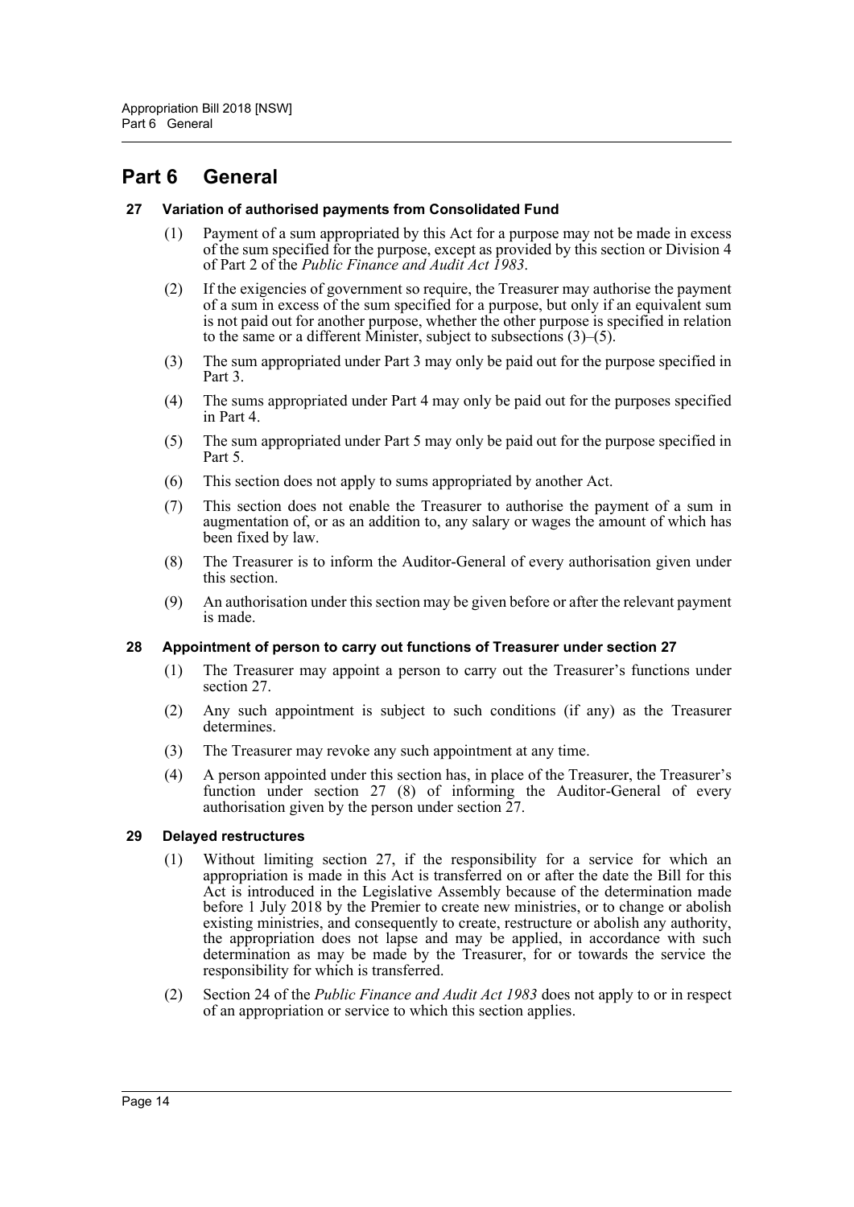# Part 6 General

### 27 Variation of authorised payments from Consolidated Fund

(1) Payment of a sum appropriated by this Act for a purpose may not be made in excess of the sum specified for the purpose, except as provided by this section or Division 4 of Part 2 of the *Public Finance and Audit Act 1983*.

(2) If the exigencies of government so require, the Treasurer may authorise the payment of a sum in excess of the sum specified for a purpose, but only if an equivalent sum is not paid out for another purpose, whether the other purpose is specified in relation to the same or a different Minister, subject to subsections (3)–(5).

(3) The sum appropriated under Part 3 may only be paid out for the purpose specified in Part 3.

(4) The sums appropriated under Part 4 may only be paid out for the purposes specified in Part 4.

(5) The sum appropriated under Part 5 may only be paid out for the purpose specified in Part 5.

(6) This section does not apply to sums appropriated by another Act.

(7) This section does not enable the Treasurer to authorise the payment of a sum in augmentation of, or as an addition to, any salary or wages the amount of which has been fixed by law.

(8) The Treasurer is to inform the Auditor-General of every authorisation given under this section.

(9) An authorisation under this section may be given before or after the relevant payment is made.

### 28 Appointment of person to carry out functions of Treasurer under section 27

(1) The Treasurer may appoint a person to carry out the Treasurer's functions under section 27.

(2) Any such appointment is subject to such conditions (if any) as the Treasurer determines.

(3) The Treasurer may revoke any such appointment at any time.

(4) A person appointed under this section has, in place of the Treasurer, the Treasurer's function under section 27 (8) of informing the Auditor-General of every authorisation given by the person under section 27.

### 29 Delayed restructures

(1) Without limiting section 27, if the responsibility for a service for which an appropriation is made in this Act is transferred on or after the date the Bill for this Act is introduced in the Legislative Assembly because of the determination made before 1 July 2018 by the Premier to create new ministries, or to change or abolish existing ministries, and consequently to create, restructure or abolish any authority, the appropriation does not lapse and may be applied, in accordance with such determination as may be made by the Treasurer, for or towards the service the responsibility for which is transferred.

(2) Section 24 of the *Public Finance and Audit Act 1983* does not apply to or in respect of an appropriation or service to which this section applies.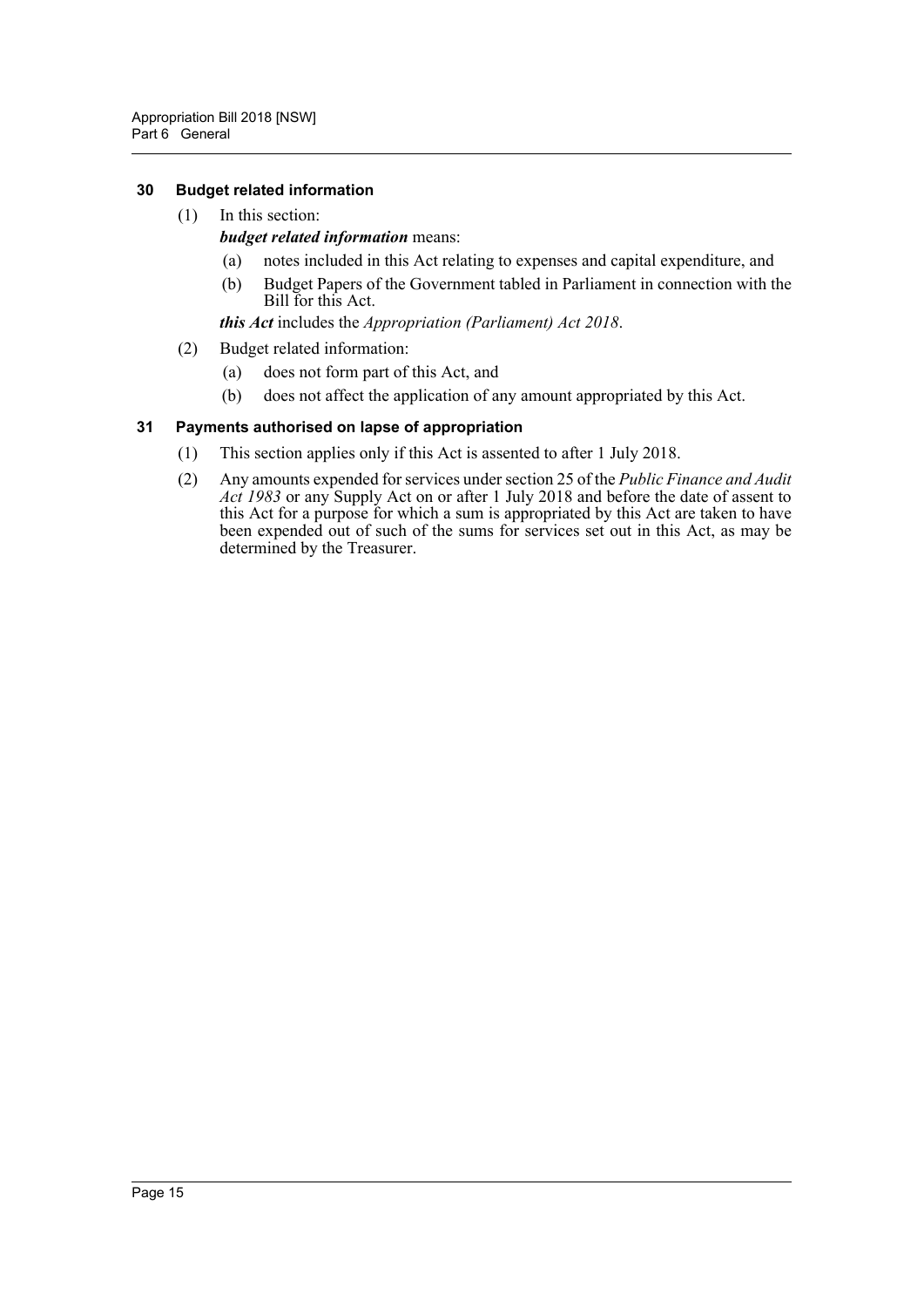### 30 Budget related information

(1) In this section:

***budget related information*** means:

(a) notes included in this Act relating to expenses and capital expenditure, and

(b) Budget Papers of the Government tabled in Parliament in connection with the Bill for this Act.

***this Act*** includes the *Appropriation (Parliament) Act 2018*.

(2) Budget related information:

(a) does not form part of this Act, and

(b) does not affect the application of any amount appropriated by this Act.

### 31 Payments authorised on lapse of appropriation

(1) This section applies only if this Act is assented to after 1 July 2018.

(2) Any amounts expended for services under section 25 of the *Public Finance and Audit Act 1983* or any Supply Act on or after 1 July 2018 and before the date of assent to this Act for a purpose for which a sum is appropriated by this Act are taken to have been expended out of such of the sums for services set out in this Act, as may be determined by the Treasurer.